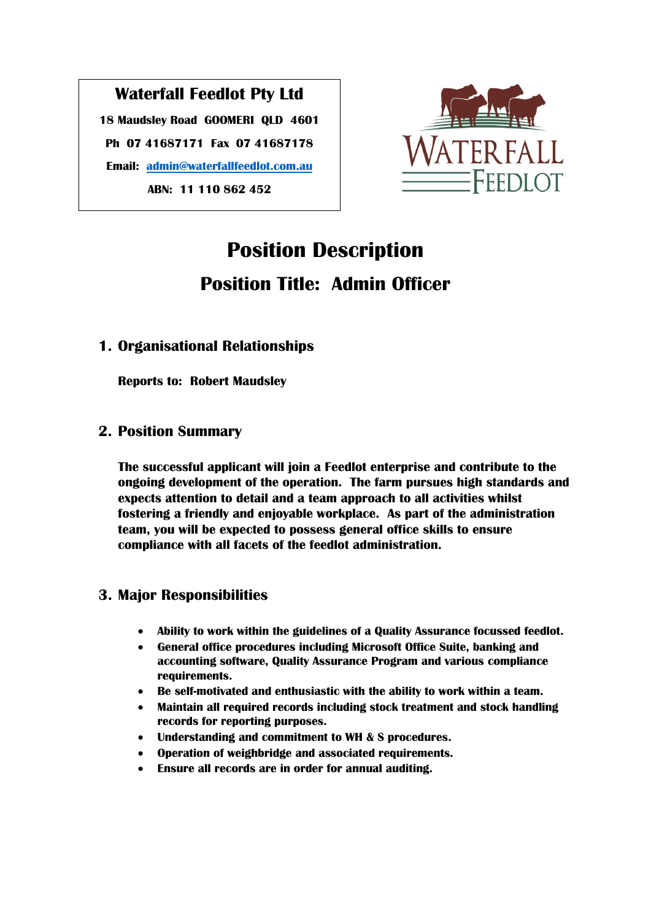**Waterfall Feedlot Pty Ltd**

**18 Maudsley Road GOOMERI QLD 4601**

**Ph 07 41687171 Fax 07 41687178**

**Email: admin@waterfallfeedlot.com.au**

**ABN: 11 110 862 452**

# Position Description

## Position Title: Admin Officer

### 1. Organisational Relationships

**Reports to: Robert Maudsley**

### 2. Position Summary

**The successful applicant will join a Feedlot enterprise and contribute to the ongoing development of the operation. The farm pursues high standards and expects attention to detail and a team approach to all activities whilst fostering a friendly and enjoyable workplace. As part of the administration team, you will be expected to possess general office skills to ensure compliance with all facets of the feedlot administration.**

### 3. Major Responsibilities

- **Ability to work within the guidelines of a Quality Assurance focussed feedlot.**
- **General office procedures including Microsoft Office Suite, banking and accounting software, Quality Assurance Program and various compliance requirements.**
- **Be self-motivated and enthusiastic with the ability to work within a team.**
- **Maintain all required records including stock treatment and stock handling records for reporting purposes.**
- **Understanding and commitment to WH & S procedures.**
- **Operation of weighbridge and associated requirements.**
- **Ensure all records are in order for annual auditing.**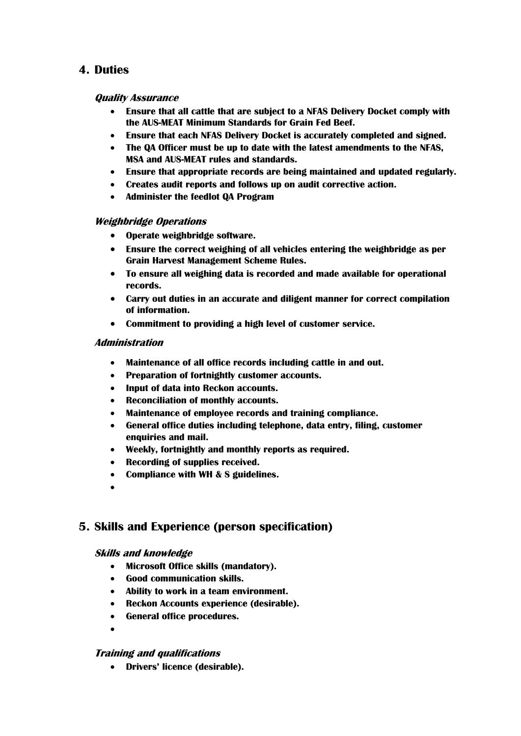## 4. Duties

### *Quality Assurance*

- **Ensure that all cattle that are subject to a NFAS Delivery Docket comply with the AUS-MEAT Minimum Standards for Grain Fed Beef.**
- **Ensure that each NFAS Delivery Docket is accurately completed and signed.**
- **The QA Officer must be up to date with the latest amendments to the NFAS, MSA and AUS-MEAT rules and standards.**
- **Ensure that appropriate records are being maintained and updated regularly.**
- **Creates audit reports and follows up on audit corrective action.**
- **Administer the feedlot QA Program**

### *Weighbridge Operations*

- **Operate weighbridge software.**
- **Ensure the correct weighing of all vehicles entering the weighbridge as per Grain Harvest Management Scheme Rules.**
- **To ensure all weighing data is recorded and made available for operational records.**
- **Carry out duties in an accurate and diligent manner for correct compilation of information.**
- **Commitment to providing a high level of customer service.**

### *Administration*

- **Maintenance of all office records including cattle in and out.**
- **Preparation of fortnightly customer accounts.**
- **Input of data into Reckon accounts.**
- **Reconciliation of monthly accounts.**
- **Maintenance of employee records and training compliance.**
- **General office duties including telephone, data entry, filing, customer enquiries and mail.**
- **Weekly, fortnightly and monthly reports as required.**
- **Recording of supplies received.**
- **Compliance with WH & S guidelines.**
- 

## 5. Skills and Experience (person specification)

### *Skills and knowledge*

- **Microsoft Office skills (mandatory).**
- **Good communication skills.**
- **Ability to work in a team environment.**
- **Reckon Accounts experience (desirable).**
- **General office procedures.**
- 

### *Training and qualifications*

- **Drivers' licence (desirable).**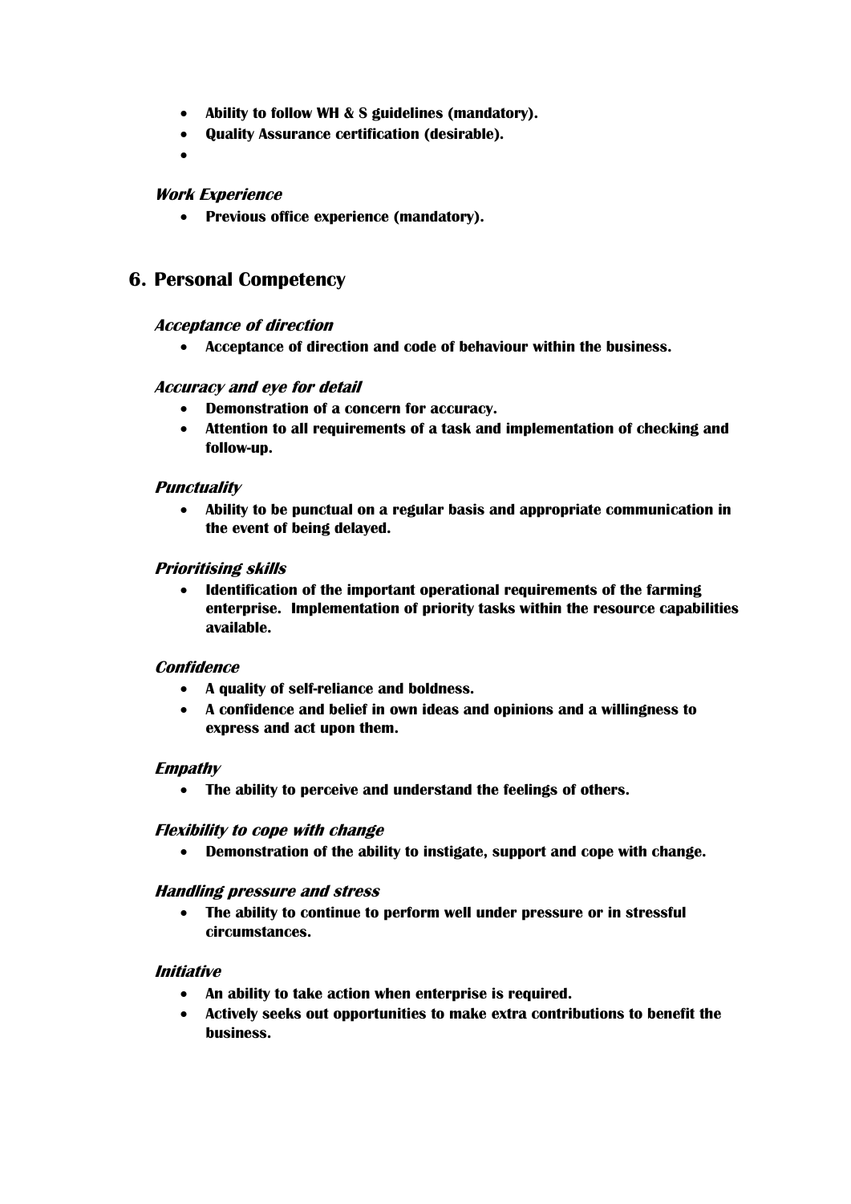- **Ability to follow WH & S guidelines (mandatory).**
- **Quality Assurance certification (desirable).**
-

### ***Work Experience***

- **Previous office experience (mandatory).**

## 6. Personal Competency

### ***Acceptance of direction***

- **Acceptance of direction and code of behaviour within the business.**

### ***Accuracy and eye for detail***

- **Demonstration of a concern for accuracy.**
- **Attention to all requirements of a task and implementation of checking and follow-up.**

### ***Punctuality***

- **Ability to be punctual on a regular basis and appropriate communication in the event of being delayed.**

### ***Prioritising skills***

- **Identification of the important operational requirements of the farming enterprise. Implementation of priority tasks within the resource capabilities available.**

### ***Confidence***

- **A quality of self-reliance and boldness.**
- **A confidence and belief in own ideas and opinions and a willingness to express and act upon them.**

### ***Empathy***

- **The ability to perceive and understand the feelings of others.**

### ***Flexibility to cope with change***

- **Demonstration of the ability to instigate, support and cope with change.**

### ***Handling pressure and stress***

- **The ability to continue to perform well under pressure or in stressful circumstances.**

### ***Initiative***

- **An ability to take action when enterprise is required.**
- **Actively seeks out opportunities to make extra contributions to benefit the business.**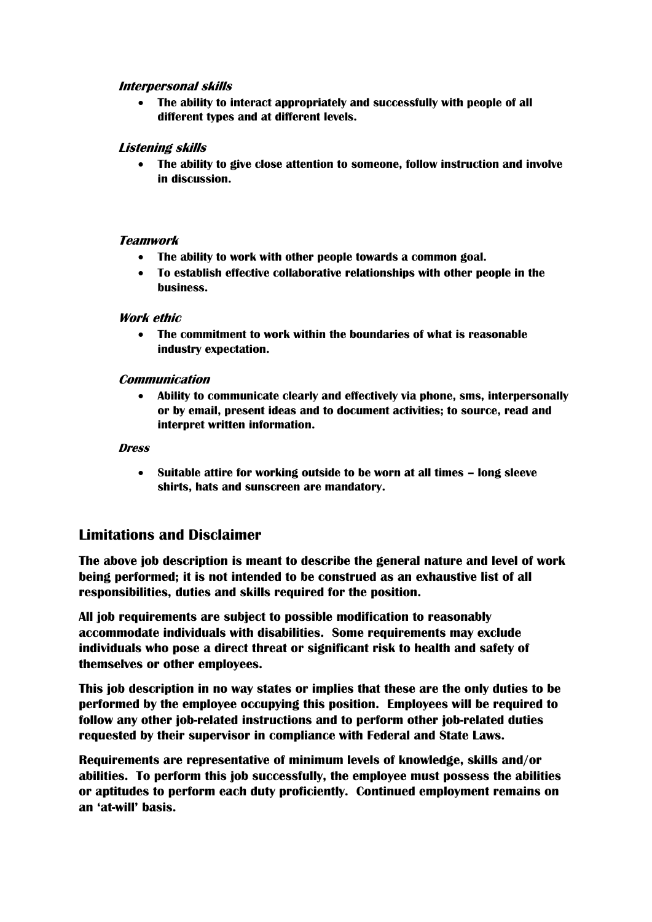***Interpersonal skills***

- **The ability to interact appropriately and successfully with people of all different types and at different levels.**

***Listening skills***

- **The ability to give close attention to someone, follow instruction and involve in discussion.**

***Teamwork***

- **The ability to work with other people towards a common goal.**
- **To establish effective collaborative relationships with other people in the business.**

***Work ethic***

- **The commitment to work within the boundaries of what is reasonable industry expectation.**

***Communication***

- **Ability to communicate clearly and effectively via phone, sms, interpersonally or by email, present ideas and to document activities; to source, read and interpret written information.**

***Dress***

- **Suitable attire for working outside to be worn at all times – long sleeve shirts, hats and sunscreen are mandatory.**

## Limitations and Disclaimer

**The above job description is meant to describe the general nature and level of work being performed; it is not intended to be construed as an exhaustive list of all responsibilities, duties and skills required for the position.**

**All job requirements are subject to possible modification to reasonably accommodate individuals with disabilities. Some requirements may exclude individuals who pose a direct threat or significant risk to health and safety of themselves or other employees.**

**This job description in no way states or implies that these are the only duties to be performed by the employee occupying this position. Employees will be required to follow any other job-related instructions and to perform other job-related duties requested by their supervisor in compliance with Federal and State Laws.**

**Requirements are representative of minimum levels of knowledge, skills and/or abilities. To perform this job successfully, the employee must possess the abilities or aptitudes to perform each duty proficiently. Continued employment remains on an 'at-will' basis.**